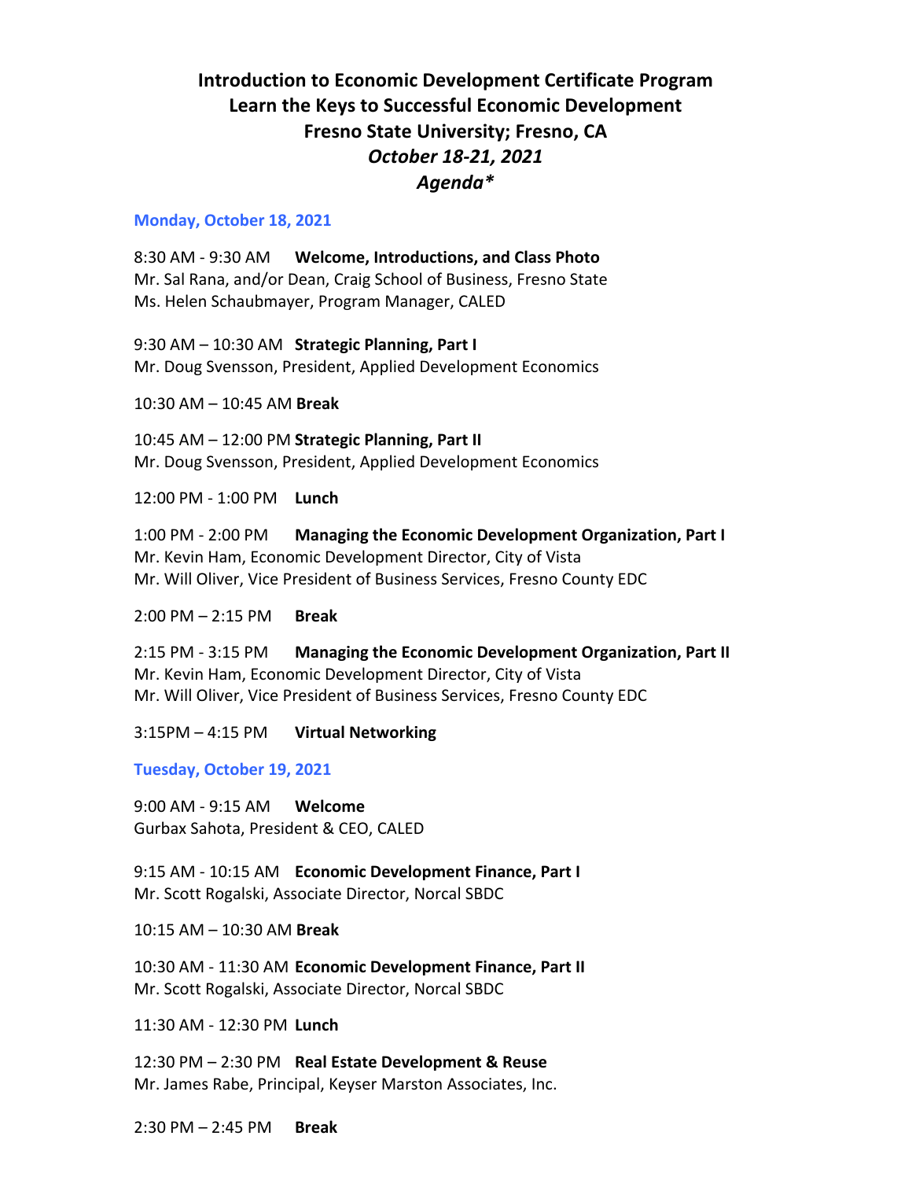# Introduction to Economic Development Certificate Program
## Learn the Keys to Successful Economic Development
## Fresno State University; Fresno, CA
### *October 18-21, 2021*
### *Agenda**

**Monday, October 18, 2021**

8:30 AM - 9:30 AM **Welcome, Introductions, and Class Photo**
Mr. Sal Rana, and/or Dean, Craig School of Business, Fresno State
Ms. Helen Schaubmayer, Program Manager, CALED

9:30 AM – 10:30 AM **Strategic Planning, Part I**
Mr. Doug Svensson, President, Applied Development Economics

10:30 AM – 10:45 AM **Break**

10:45 AM – 12:00 PM **Strategic Planning, Part II**
Mr. Doug Svensson, President, Applied Development Economics

12:00 PM - 1:00 PM **Lunch**

1:00 PM - 2:00 PM **Managing the Economic Development Organization, Part I**
Mr. Kevin Ham, Economic Development Director, City of Vista
Mr. Will Oliver, Vice President of Business Services, Fresno County EDC

2:00 PM – 2:15 PM **Break**

2:15 PM - 3:15 PM **Managing the Economic Development Organization, Part II**
Mr. Kevin Ham, Economic Development Director, City of Vista
Mr. Will Oliver, Vice President of Business Services, Fresno County EDC

3:15PM – 4:15 PM **Virtual Networking**

**Tuesday, October 19, 2021**

9:00 AM - 9:15 AM **Welcome**
Gurbax Sahota, President & CEO, CALED

9:15 AM - 10:15 AM **Economic Development Finance, Part I**
Mr. Scott Rogalski, Associate Director, Norcal SBDC

10:15 AM – 10:30 AM **Break**

10:30 AM - 11:30 AM **Economic Development Finance, Part II**
Mr. Scott Rogalski, Associate Director, Norcal SBDC

11:30 AM - 12:30 PM **Lunch**

12:30 PM – 2:30 PM **Real Estate Development & Reuse**
Mr. James Rabe, Principal, Keyser Marston Associates, Inc.

2:30 PM – 2:45 PM **Break**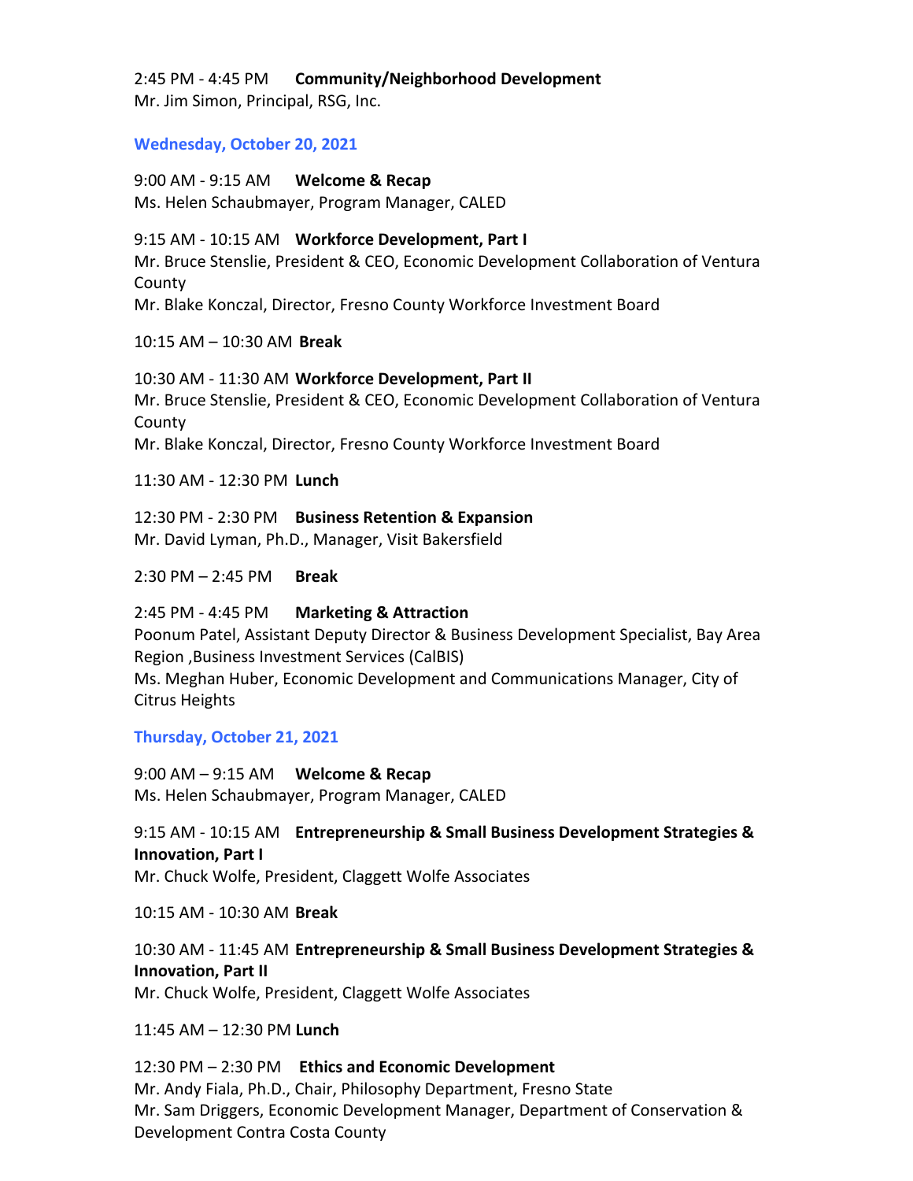2:45 PM - 4:45 PM **Community/Neighborhood Development**
Mr. Jim Simon, Principal, RSG, Inc.

### Wednesday, October 20, 2021

9:00 AM - 9:15 AM **Welcome & Recap**
Ms. Helen Schaubmayer, Program Manager, CALED

9:15 AM - 10:15 AM **Workforce Development, Part I**
Mr. Bruce Stenslie, President & CEO, Economic Development Collaboration of Ventura County
Mr. Blake Konczal, Director, Fresno County Workforce Investment Board

10:15 AM – 10:30 AM **Break**

10:30 AM - 11:30 AM **Workforce Development, Part II**
Mr. Bruce Stenslie, President & CEO, Economic Development Collaboration of Ventura County
Mr. Blake Konczal, Director, Fresno County Workforce Investment Board

11:30 AM - 12:30 PM **Lunch**

12:30 PM - 2:30 PM **Business Retention & Expansion**
Mr. David Lyman, Ph.D., Manager, Visit Bakersfield

2:30 PM – 2:45 PM **Break**

2:45 PM - 4:45 PM **Marketing & Attraction**
Poonum Patel, Assistant Deputy Director & Business Development Specialist, Bay Area Region ,Business Investment Services (CalBIS)
Ms. Meghan Huber, Economic Development and Communications Manager, City of Citrus Heights

### Thursday, October 21, 2021

9:00 AM – 9:15 AM **Welcome & Recap**
Ms. Helen Schaubmayer, Program Manager, CALED

9:15 AM - 10:15 AM **Entrepreneurship & Small Business Development Strategies & Innovation, Part I**
Mr. Chuck Wolfe, President, Claggett Wolfe Associates

10:15 AM - 10:30 AM **Break**

10:30 AM - 11:45 AM **Entrepreneurship & Small Business Development Strategies & Innovation, Part II**
Mr. Chuck Wolfe, President, Claggett Wolfe Associates

11:45 AM – 12:30 PM **Lunch**

12:30 PM – 2:30 PM **Ethics and Economic Development**
Mr. Andy Fiala, Ph.D., Chair, Philosophy Department, Fresno State
Mr. Sam Driggers, Economic Development Manager, Department of Conservation & Development Contra Costa County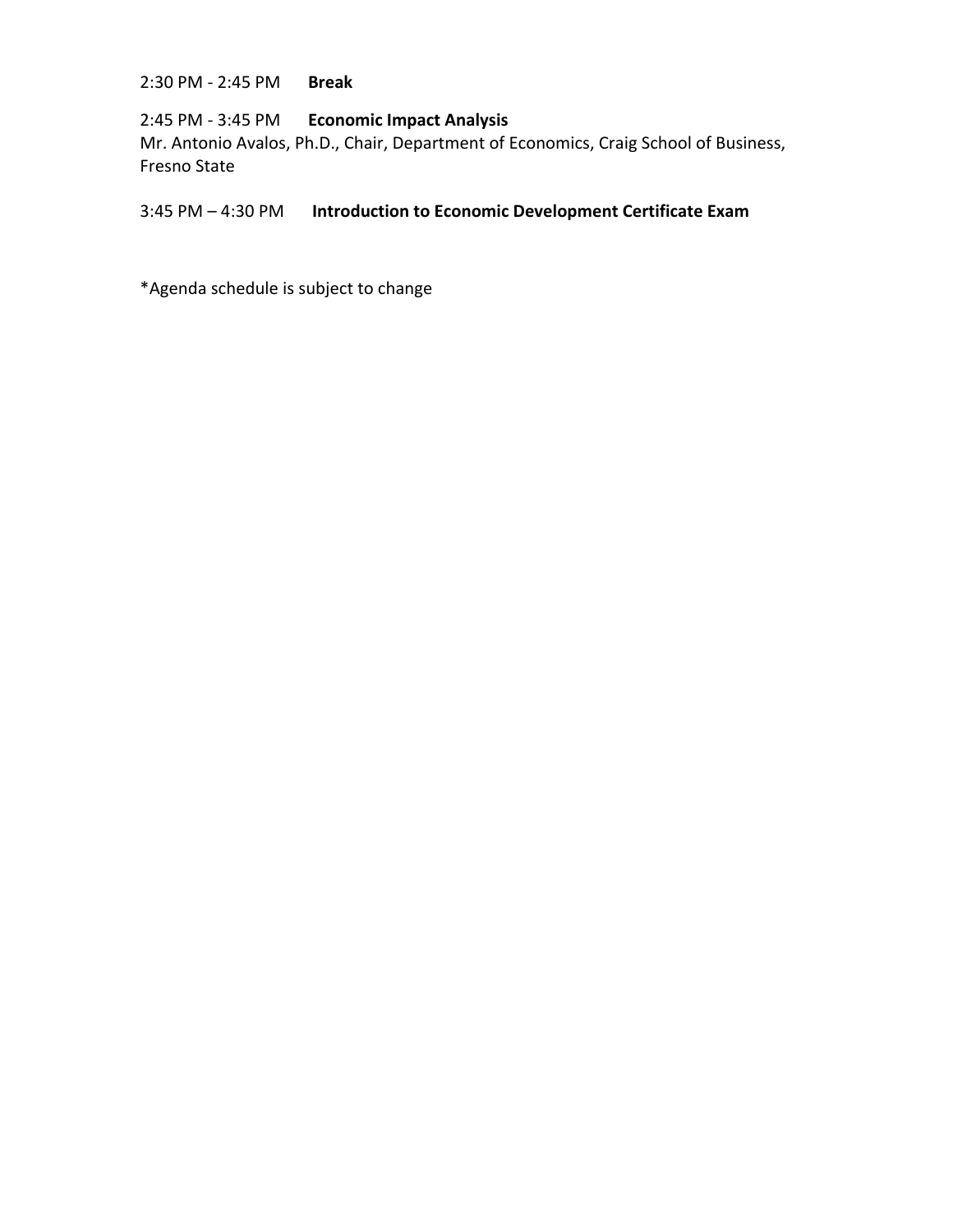2:30 PM - 2:45 PM **Break**

2:45 PM - 3:45 PM **Economic Impact Analysis**
Mr. Antonio Avalos, Ph.D., Chair, Department of Economics, Craig School of Business, Fresno State

3:45 PM – 4:30 PM **Introduction to Economic Development Certificate Exam**

*Agenda schedule is subject to change